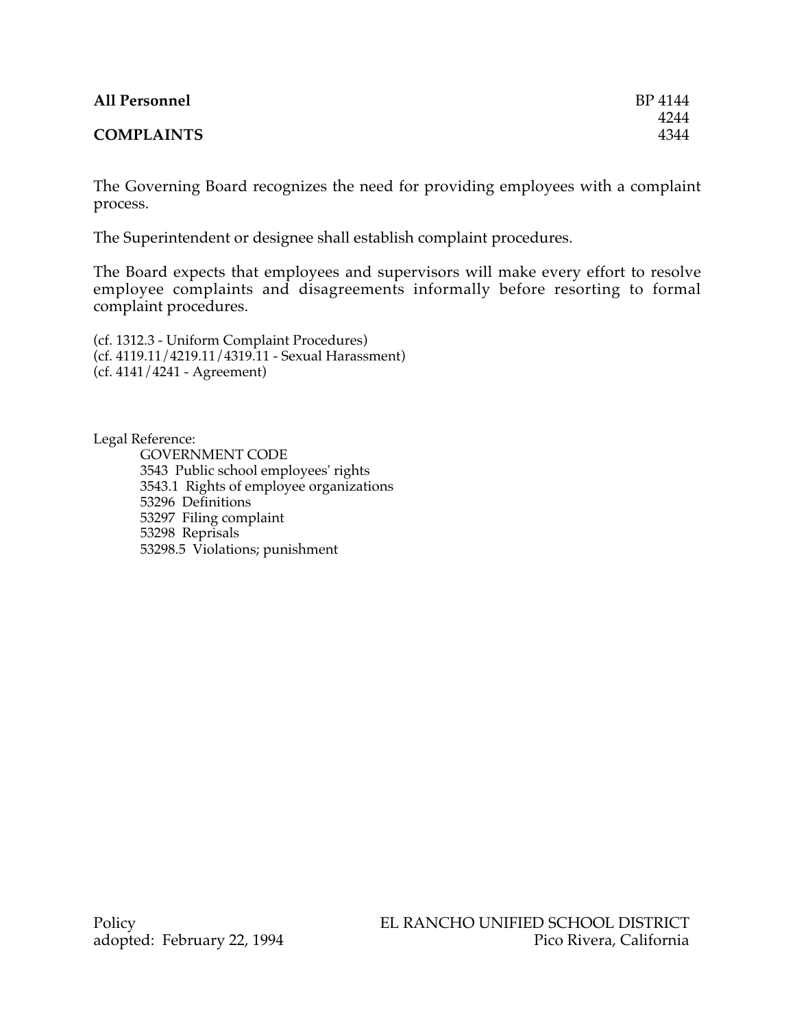**All Personnel** BP 4144
4244
**COMPLAINTS** 4344

The Governing Board recognizes the need for providing employees with a complaint process.

The Superintendent or designee shall establish complaint procedures.

The Board expects that employees and supervisors will make every effort to resolve employee complaints and disagreements informally before resorting to formal complaint procedures.

(cf. 1312.3 - Uniform Complaint Procedures)
(cf. 4119.11/4219.11/4319.11 - Sexual Harassment)
(cf. 4141/4241 - Agreement)

Legal Reference:

GOVERNMENT CODE
3543 Public school employees' rights
3543.1 Rights of employee organizations
53296 Definitions
53297 Filing complaint
53298 Reprisals
53298.5 Violations; punishment

Policy
adopted: February 22, 1994

EL RANCHO UNIFIED SCHOOL DISTRICT
Pico Rivera, California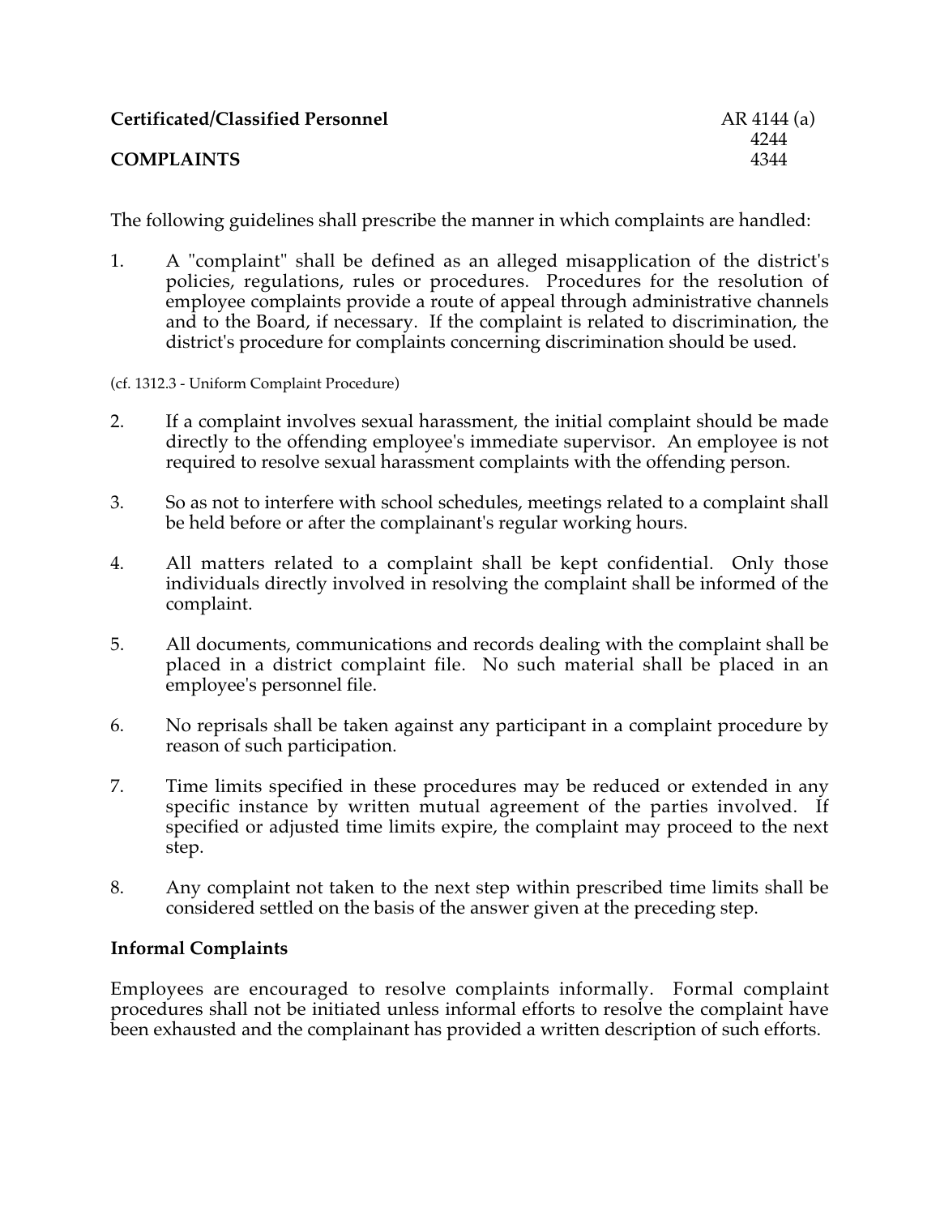**Certificated/Classified Personnel** AR 4144 (a) 4244 4344

**COMPLAINTS**

The following guidelines shall prescribe the manner in which complaints are handled:

1. A "complaint" shall be defined as an alleged misapplication of the district's policies, regulations, rules or procedures. Procedures for the resolution of employee complaints provide a route of appeal through administrative channels and to the Board, if necessary. If the complaint is related to discrimination, the district's procedure for complaints concerning discrimination should be used.

(cf. 1312.3 - Uniform Complaint Procedure)

2. If a complaint involves sexual harassment, the initial complaint should be made directly to the offending employee's immediate supervisor. An employee is not required to resolve sexual harassment complaints with the offending person.

3. So as not to interfere with school schedules, meetings related to a complaint shall be held before or after the complainant's regular working hours.

4. All matters related to a complaint shall be kept confidential. Only those individuals directly involved in resolving the complaint shall be informed of the complaint.

5. All documents, communications and records dealing with the complaint shall be placed in a district complaint file. No such material shall be placed in an employee's personnel file.

6. No reprisals shall be taken against any participant in a complaint procedure by reason of such participation.

7. Time limits specified in these procedures may be reduced or extended in any specific instance by written mutual agreement of the parties involved. If specified or adjusted time limits expire, the complaint may proceed to the next step.

8. Any complaint not taken to the next step within prescribed time limits shall be considered settled on the basis of the answer given at the preceding step.

**Informal Complaints**

Employees are encouraged to resolve complaints informally. Formal complaint procedures shall not be initiated unless informal efforts to resolve the complaint have been exhausted and the complainant has provided a written description of such efforts.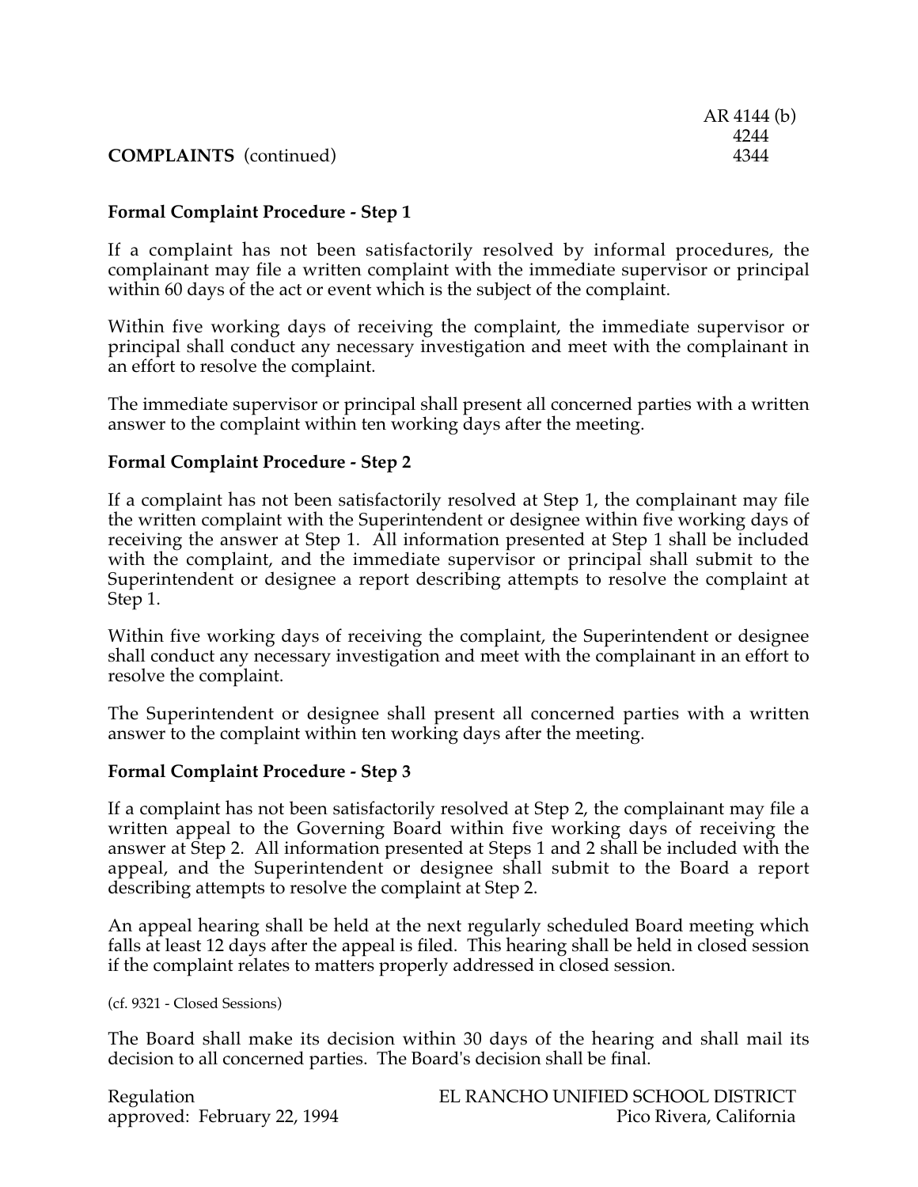**Formal Complaint Procedure - Step 1**

If a complaint has not been satisfactorily resolved by informal procedures, the complainant may file a written complaint with the immediate supervisor or principal within 60 days of the act or event which is the subject of the complaint.

Within five working days of receiving the complaint, the immediate supervisor or principal shall conduct any necessary investigation and meet with the complainant in an effort to resolve the complaint.

The immediate supervisor or principal shall present all concerned parties with a written answer to the complaint within ten working days after the meeting.

**Formal Complaint Procedure - Step 2**

If a complaint has not been satisfactorily resolved at Step 1, the complainant may file the written complaint with the Superintendent or designee within five working days of receiving the answer at Step 1. All information presented at Step 1 shall be included with the complaint, and the immediate supervisor or principal shall submit to the Superintendent or designee a report describing attempts to resolve the complaint at Step 1.

Within five working days of receiving the complaint, the Superintendent or designee shall conduct any necessary investigation and meet with the complainant in an effort to resolve the complaint.

The Superintendent or designee shall present all concerned parties with a written answer to the complaint within ten working days after the meeting.

**Formal Complaint Procedure - Step 3**

If a complaint has not been satisfactorily resolved at Step 2, the complainant may file a written appeal to the Governing Board within five working days of receiving the answer at Step 2. All information presented at Steps 1 and 2 shall be included with the appeal, and the Superintendent or designee shall submit to the Board a report describing attempts to resolve the complaint at Step 2.

An appeal hearing shall be held at the next regularly scheduled Board meeting which falls at least 12 days after the appeal is filed. This hearing shall be held in closed session if the complaint relates to matters properly addressed in closed session.

(cf. 9321 - Closed Sessions)

The Board shall make its decision within 30 days of the hearing and shall mail its decision to all concerned parties. The Board's decision shall be final.

Regulation approved: February 22, 1994

EL RANCHO UNIFIED SCHOOL DISTRICT
Pico Rivera, California